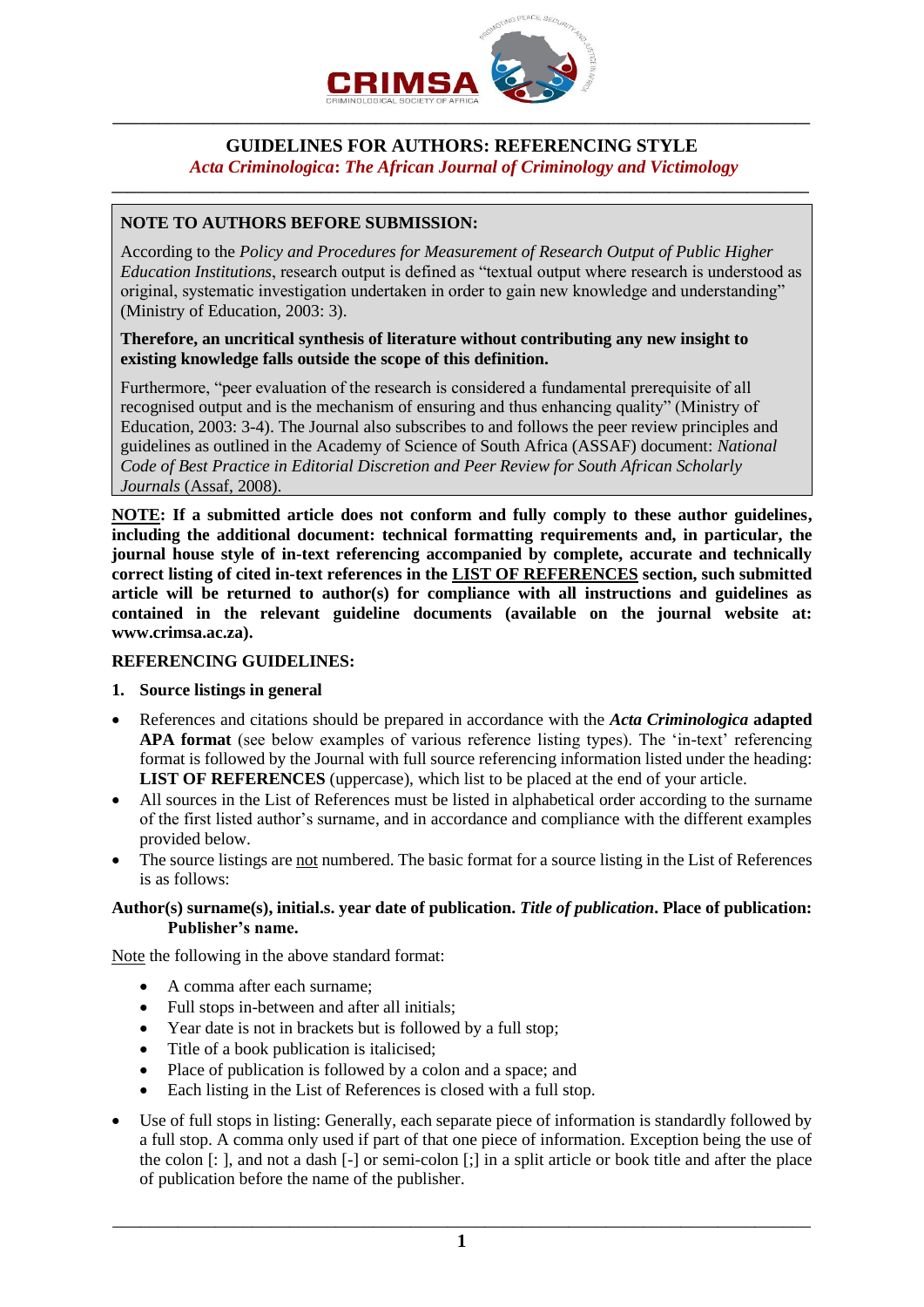# GUIDELINES FOR AUTHORS: REFERENCING STYLE

*Acta Criminologica*: *The African Journal of Criminology and Victimology*

**NOTE TO AUTHORS BEFORE SUBMISSION:**

According to the *Policy and Procedures for Measurement of Research Output of Public Higher Education Institutions*, research output is defined as "textual output where research is understood as original, systematic investigation undertaken in order to gain new knowledge and understanding" (Ministry of Education, 2003: 3).

**Therefore, an uncritical synthesis of literature without contributing any new insight to existing knowledge falls outside the scope of this definition.**

Furthermore, "peer evaluation of the research is considered a fundamental prerequisite of all recognised output and is the mechanism of ensuring and thus enhancing quality" (Ministry of Education, 2003: 3-4). The Journal also subscribes to and follows the peer review principles and guidelines as outlined in the Academy of Science of South Africa (ASSAF) document: *National Code of Best Practice in Editorial Discretion and Peer Review for South African Scholarly Journals* (Assaf, 2008).

**NOTE: If a submitted article does not conform and fully comply to these author guidelines, including the additional document: technical formatting requirements and, in particular, the journal house style of in-text referencing accompanied by complete, accurate and technically correct listing of cited in-text references in the LIST OF REFERENCES section, such submitted article will be returned to author(s) for compliance with all instructions and guidelines as contained in the relevant guideline documents (available on the journal website at: www.crimsa.ac.za).**

## REFERENCING GUIDELINES:

### 1. Source listings in general

- References and citations should be prepared in accordance with the ***Acta Criminologica*** **adapted APA format** (see below examples of various reference listing types). The 'in-text' referencing format is followed by the Journal with full source referencing information listed under the heading: **LIST OF REFERENCES** (uppercase), which list to be placed at the end of your article.
- All sources in the List of References must be listed in alphabetical order according to the surname of the first listed author's surname, and in accordance and compliance with the different examples provided below.
- The source listings are not numbered. The basic format for a source listing in the List of References is as follows:

**Author(s) surname(s), initial.s. year date of publication. *Title of publication*. Place of publication: Publisher's name.**

Note the following in the above standard format:

- A comma after each surname;
- Full stops in-between and after all initials;
- Year date is not in brackets but is followed by a full stop;
- Title of a book publication is italicised;
- Place of publication is followed by a colon and a space; and
- Each listing in the List of References is closed with a full stop.

- Use of full stops in listing: Generally, each separate piece of information is standardly followed by a full stop. A comma only used if part of that one piece of information. Exception being the use of the colon [: ], and not a dash [-] or semi-colon [;] in a split article or book title and after the place of publication before the name of the publisher.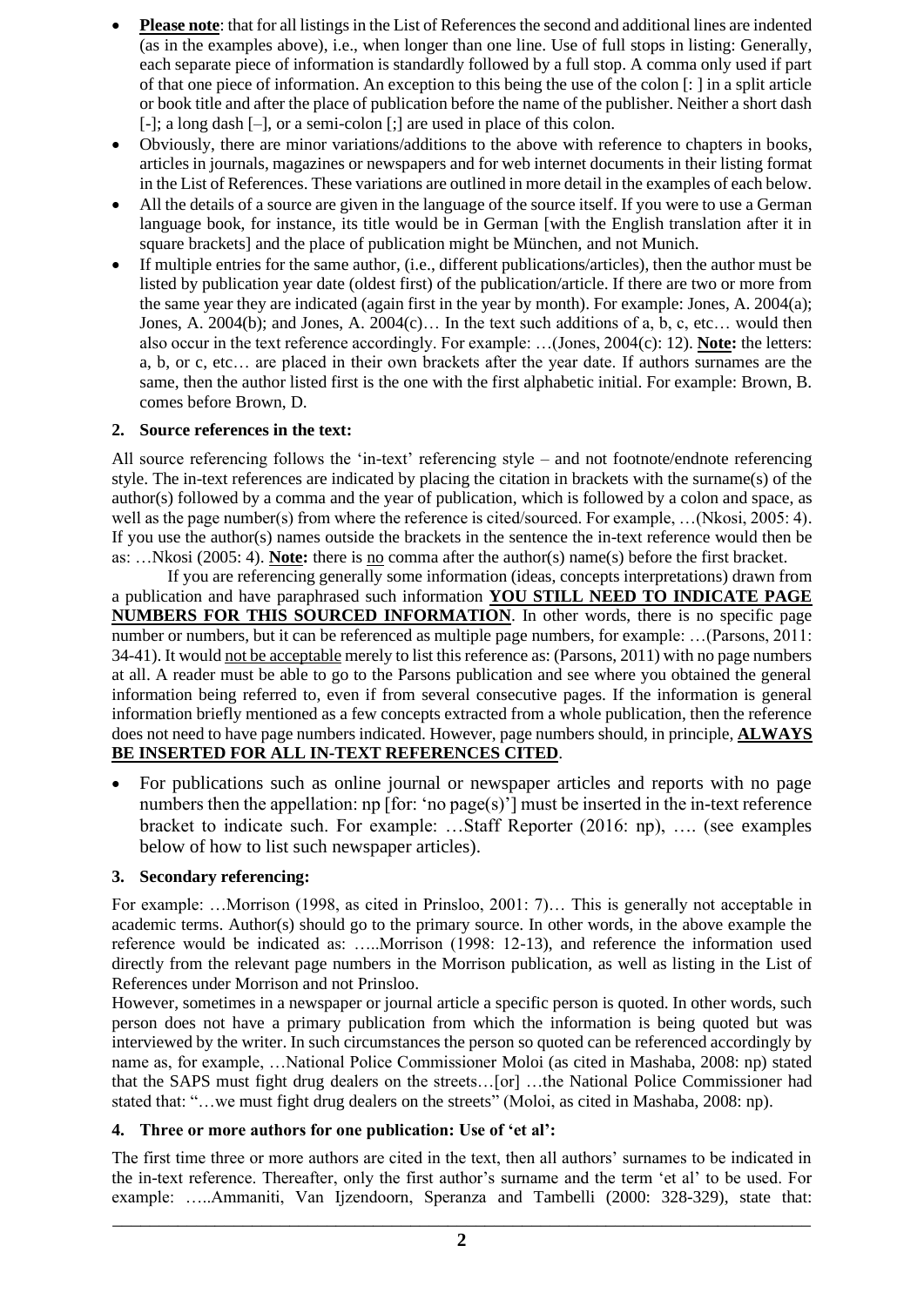- **Please note**: that for all listings in the List of References the second and additional lines are indented (as in the examples above), i.e., when longer than one line. Use of full stops in listing: Generally, each separate piece of information is standardly followed by a full stop. A comma only used if part of that one piece of information. An exception to this being the use of the colon [: ] in a split article or book title and after the place of publication before the name of the publisher. Neither a short dash [-]; a long dash [–], or a semi-colon [;] are used in place of this colon.
- Obviously, there are minor variations/additions to the above with reference to chapters in books, articles in journals, magazines or newspapers and for web internet documents in their listing format in the List of References. These variations are outlined in more detail in the examples of each below.
- All the details of a source are given in the language of the source itself. If you were to use a German language book, for instance, its title would be in German [with the English translation after it in square brackets] and the place of publication might be München, and not Munich.
- If multiple entries for the same author, (i.e., different publications/articles), then the author must be listed by publication year date (oldest first) of the publication/article. If there are two or more from the same year they are indicated (again first in the year by month). For example: Jones, A. 2004(a); Jones, A. 2004(b); and Jones, A. 2004(c)… In the text such additions of a, b, c, etc… would then also occur in the text reference accordingly. For example: …(Jones, 2004(c): 12). **Note:** the letters: a, b, or c, etc… are placed in their own brackets after the year date. If authors surnames are the same, then the author listed first is the one with the first alphabetic initial. For example: Brown, B. comes before Brown, D.

## 2. Source references in the text:

All source referencing follows the 'in-text' referencing style – and not footnote/endnote referencing style. The in-text references are indicated by placing the citation in brackets with the surname(s) of the author(s) followed by a comma and the year of publication, which is followed by a colon and space, as well as the page number(s) from where the reference is cited/sourced. For example, …(Nkosi, 2005: 4). If you use the author(s) names outside the brackets in the sentence the in-text reference would then be as: …Nkosi (2005: 4). **Note:** there is no comma after the author(s) name(s) before the first bracket.

If you are referencing generally some information (ideas, concepts interpretations) drawn from a publication and have paraphrased such information **YOU STILL NEED TO INDICATE PAGE NUMBERS FOR THIS SOURCED INFORMATION**. In other words, there is no specific page number or numbers, but it can be referenced as multiple page numbers, for example: …(Parsons, 2011: 34-41). It would not be acceptable merely to list this reference as: (Parsons, 2011) with no page numbers at all. A reader must be able to go to the Parsons publication and see where you obtained the general information being referred to, even if from several consecutive pages. If the information is general information briefly mentioned as a few concepts extracted from a whole publication, then the reference does not need to have page numbers indicated. However, page numbers should, in principle, **ALWAYS BE INSERTED FOR ALL IN-TEXT REFERENCES CITED**.

- For publications such as online journal or newspaper articles and reports with no page numbers then the appellation: np [for: 'no page(s)'] must be inserted in the in-text reference bracket to indicate such. For example: …Staff Reporter (2016: np), …. (see examples below of how to list such newspaper articles).

## 3. Secondary referencing:

For example: …Morrison (1998, as cited in Prinsloo, 2001: 7)… This is generally not acceptable in academic terms. Author(s) should go to the primary source. In other words, in the above example the reference would be indicated as: …..Morrison (1998: 12-13), and reference the information used directly from the relevant page numbers in the Morrison publication, as well as listing in the List of References under Morrison and not Prinsloo.

However, sometimes in a newspaper or journal article a specific person is quoted. In other words, such person does not have a primary publication from which the information is being quoted but was interviewed by the writer. In such circumstances the person so quoted can be referenced accordingly by name as, for example, …National Police Commissioner Moloi (as cited in Mashaba, 2008: np) stated that the SAPS must fight drug dealers on the streets…[or] …the National Police Commissioner had stated that: "…we must fight drug dealers on the streets" (Moloi, as cited in Mashaba, 2008: np).

## 4. Three or more authors for one publication: Use of 'et al':

The first time three or more authors are cited in the text, then all authors' surnames to be indicated in the in-text reference. Thereafter, only the first author's surname and the term 'et al' to be used. For example: …..Ammaniti, Van Ijzendoorn, Speranza and Tambelli (2000: 328-329), state that: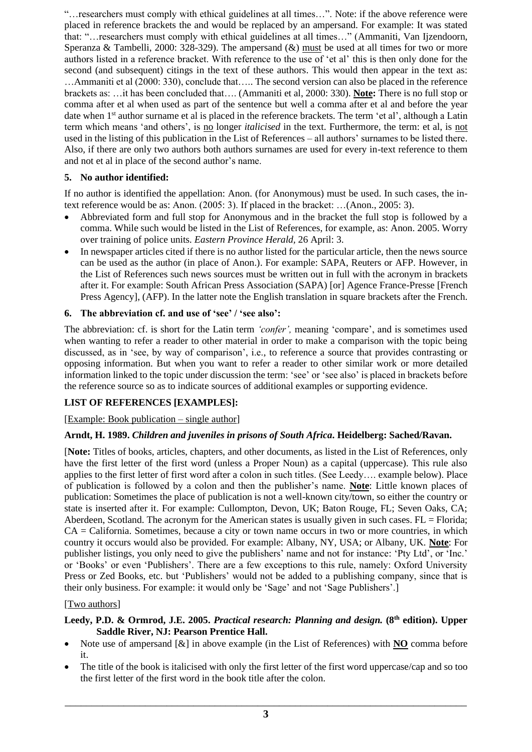"…researchers must comply with ethical guidelines at all times…". Note: if the above reference were placed in reference brackets the and would be replaced by an ampersand. For example: It was stated that: "…researchers must comply with ethical guidelines at all times…" (Ammaniti, Van Ijzendoorn, Speranza & Tambelli, 2000: 328-329). The ampersand (&) must be used at all times for two or more authors listed in a reference bracket. With reference to the use of 'et al' this is then only done for the second (and subsequent) citings in the text of these authors. This would then appear in the text as: …Ammaniti et al (2000: 330), conclude that….. The second version can also be placed in the reference brackets as: …it has been concluded that…. (Ammaniti et al, 2000: 330). **Note:** There is no full stop or comma after et al when used as part of the sentence but well a comma after et al and before the year date when 1st author surname et al is placed in the reference brackets. The term 'et al', although a Latin term which means 'and others', is no longer *italicised* in the text. Furthermore, the term: et al, is not used in the listing of this publication in the List of References – all authors' surnames to be listed there. Also, if there are only two authors both authors surnames are used for every in-text reference to them and not et al in place of the second author's name.

### 5. No author identified:

If no author is identified the appellation: Anon. (for Anonymous) must be used. In such cases, the in-text reference would be as: Anon. (2005: 3). If placed in the bracket: …(Anon., 2005: 3).

- Abbreviated form and full stop for Anonymous and in the bracket the full stop is followed by a comma. While such would be listed in the List of References, for example, as: Anon. 2005. Worry over training of police units. *Eastern Province Herald*, 26 April: 3.
- In newspaper articles cited if there is no author listed for the particular article, then the news source can be used as the author (in place of Anon.). For example: SAPA, Reuters or AFP. However, in the List of References such news sources must be written out in full with the acronym in brackets after it. For example: South African Press Association (SAPA) [or] Agence France-Presse [French Press Agency], (AFP). In the latter note the English translation in square brackets after the French.

### 6. The abbreviation cf. and use of 'see' / 'see also':

The abbreviation: cf. is short for the Latin term *'confer',* meaning 'compare', and is sometimes used when wanting to refer a reader to other material in order to make a comparison with the topic being discussed, as in 'see, by way of comparison', i.e., to reference a source that provides contrasting or opposing information. But when you want to refer a reader to other similar work or more detailed information linked to the topic under discussion the term: 'see' or 'see also' is placed in brackets before the reference source so as to indicate sources of additional examples or supporting evidence.

## LIST OF REFERENCES [EXAMPLES]:

[Example: Book publication – single author]

**Arndt, H. 1989. *Children and juveniles in prisons of South Africa*. Heidelberg: Sached/Ravan.**

[**Note:** Titles of books, articles, chapters, and other documents, as listed in the List of References, only have the first letter of the first word (unless a Proper Noun) as a capital (uppercase). This rule also applies to the first letter of first word after a colon in such titles. (See Leedy…. example below). Place of publication is followed by a colon and then the publisher's name. **Note**: Little known places of publication: Sometimes the place of publication is not a well-known city/town, so either the country or state is inserted after it. For example: Cullompton, Devon, UK; Baton Rouge, FL; Seven Oaks, CA; Aberdeen, Scotland. The acronym for the American states is usually given in such cases. FL = Florida; CA = California. Sometimes, because a city or town name occurs in two or more countries, in which country it occurs would also be provided. For example: Albany, NY, USA; or Albany, UK. **Note**: For publisher listings, you only need to give the publishers' name and not for instance: 'Pty Ltd', or 'Inc.' or 'Books' or even 'Publishers'. There are a few exceptions to this rule, namely: Oxford University Press or Zed Books, etc. but 'Publishers' would not be added to a publishing company, since that is their only business. For example: it would only be 'Sage' and not 'Sage Publishers'.]

[Two authors]

**Leedy, P.D. & Ormrod, J.E. 2005. *Practical research: Planning and design.* (8th edition). Upper Saddle River, NJ: Pearson Prentice Hall.**

- Note use of ampersand [&] in above example (in the List of References) with **NO** comma before it.
- The title of the book is italicised with only the first letter of the first word uppercase/cap and so too the first letter of the first word in the book title after the colon.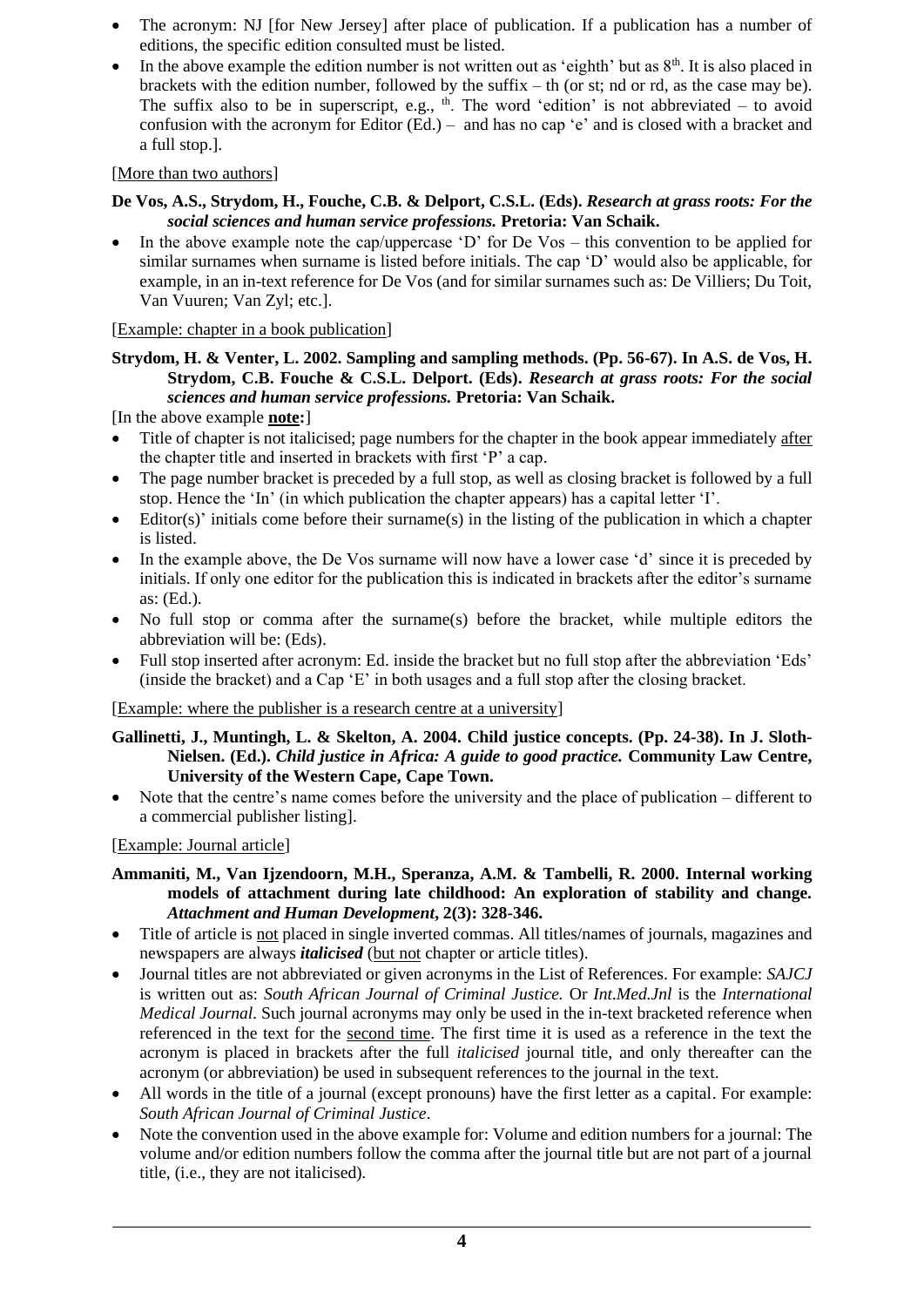- The acronym: NJ [for New Jersey] after place of publication. If a publication has a number of editions, the specific edition consulted must be listed.
- In the above example the edition number is not written out as 'eighth' but as 8th. It is also placed in brackets with the edition number, followed by the suffix – th (or st; nd or rd, as the case may be). The suffix also to be in superscript, e.g., th. The word 'edition' is not abbreviated – to avoid confusion with the acronym for Editor (Ed.) – and has no cap 'e' and is closed with a bracket and a full stop.].

[More than two authors]

**De Vos, A.S., Strydom, H., Fouche, C.B. & Delport, C.S.L. (Eds).** ***Research at grass roots: For the social sciences and human service professions.*** **Pretoria: Van Schaik.**

- In the above example note the cap/uppercase 'D' for De Vos – this convention to be applied for similar surnames when surname is listed before initials. The cap 'D' would also be applicable, for example, in an in-text reference for De Vos (and for similar surnames such as: De Villiers; Du Toit, Van Vuuren; Van Zyl; etc.].

[Example: chapter in a book publication]

**Strydom, H. & Venter, L. 2002. Sampling and sampling methods. (Pp. 56-67). In A.S. de Vos, H. Strydom, C.B. Fouche & C.S.L. Delport. (Eds).** ***Research at grass roots: For the social sciences and human service professions.*** **Pretoria: Van Schaik.**

[In the above example **note:**]

- Title of chapter is not italicised; page numbers for the chapter in the book appear immediately after the chapter title and inserted in brackets with first 'P' a cap.
- The page number bracket is preceded by a full stop, as well as closing bracket is followed by a full stop. Hence the 'In' (in which publication the chapter appears) has a capital letter 'I'.
- Editor(s)' initials come before their surname(s) in the listing of the publication in which a chapter is listed.
- In the example above, the De Vos surname will now have a lower case 'd' since it is preceded by initials. If only one editor for the publication this is indicated in brackets after the editor's surname as: (Ed.).
- No full stop or comma after the surname(s) before the bracket, while multiple editors the abbreviation will be: (Eds).
- Full stop inserted after acronym: Ed. inside the bracket but no full stop after the abbreviation 'Eds' (inside the bracket) and a Cap 'E' in both usages and a full stop after the closing bracket.

[Example: where the publisher is a research centre at a university]

**Gallinetti, J., Muntingh, L. & Skelton, A. 2004. Child justice concepts. (Pp. 24-38). In J. Sloth-Nielsen. (Ed.).** ***Child justice in Africa: A guide to good practice.*** **Community Law Centre, University of the Western Cape, Cape Town.**

- Note that the centre's name comes before the university and the place of publication – different to a commercial publisher listing].

[Example: Journal article]

**Ammaniti, M., Van Ijzendoorn, M.H., Speranza, A.M. & Tambelli, R. 2000. Internal working models of attachment during late childhood: An exploration of stability and change.** ***Attachment and Human Development*****, 2(3): 328-346.**

- Title of article is not placed in single inverted commas. All titles/names of journals, magazines and newspapers are always ***italicised*** (but not chapter or article titles).
- Journal titles are not abbreviated or given acronyms in the List of References. For example: *SAJCJ* is written out as: *South African Journal of Criminal Justice.* Or *Int.Med.Jnl* is the *International Medical Journal*. Such journal acronyms may only be used in the in-text bracketed reference when referenced in the text for the second time. The first time it is used as a reference in the text the acronym is placed in brackets after the full *italicised* journal title, and only thereafter can the acronym (or abbreviation) be used in subsequent references to the journal in the text.
- All words in the title of a journal (except pronouns) have the first letter as a capital. For example: *South African Journal of Criminal Justice*.
- Note the convention used in the above example for: Volume and edition numbers for a journal: The volume and/or edition numbers follow the comma after the journal title but are not part of a journal title, (i.e., they are not italicised).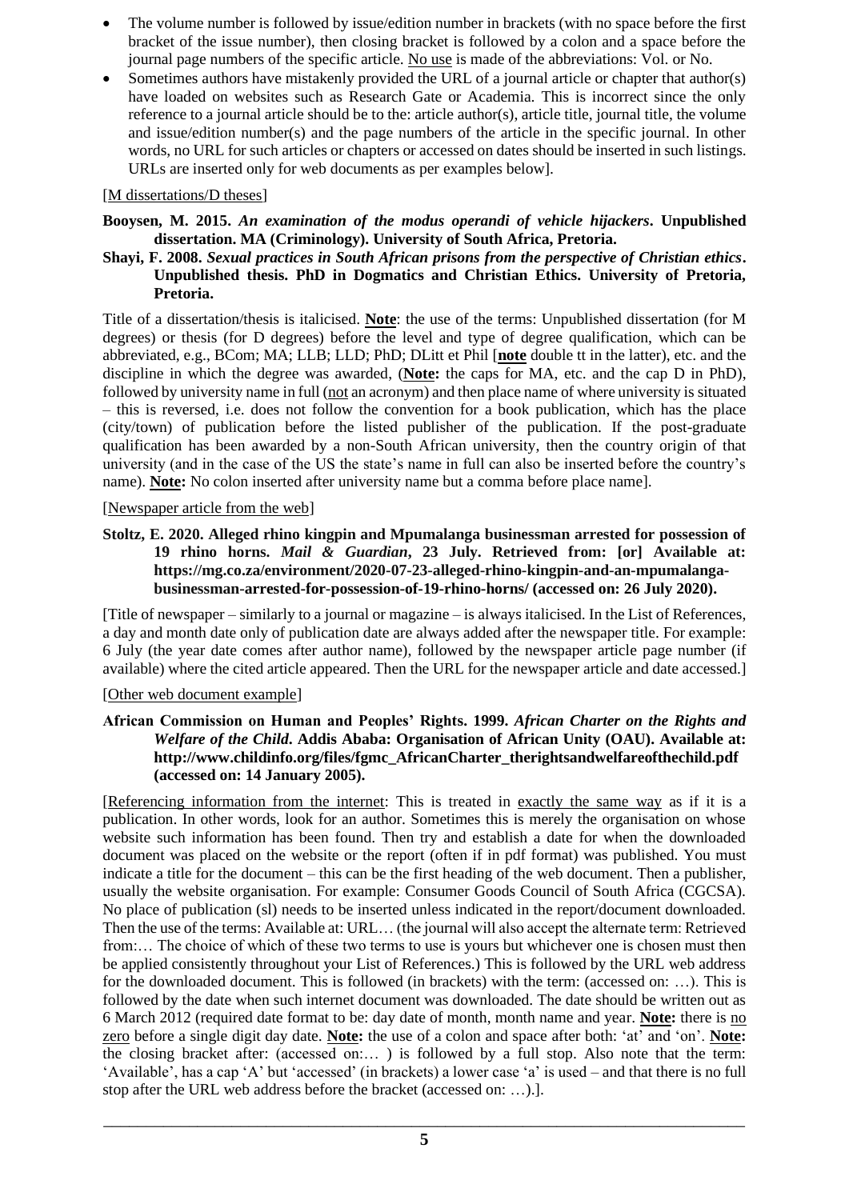- The volume number is followed by issue/edition number in brackets (with no space before the first bracket of the issue number), then closing bracket is followed by a colon and a space before the journal page numbers of the specific article. No use is made of the abbreviations: Vol. or No.
- Sometimes authors have mistakenly provided the URL of a journal article or chapter that author(s) have loaded on websites such as Research Gate or Academia. This is incorrect since the only reference to a journal article should be to the: article author(s), article title, journal title, the volume and issue/edition number(s) and the page numbers of the article in the specific journal. In other words, no URL for such articles or chapters or accessed on dates should be inserted in such listings. URLs are inserted only for web documents as per examples below].

[M dissertations/D theses]

**Booysen, M. 2015. *An examination of the modus operandi of vehicle hijackers*. Unpublished dissertation. MA (Criminology). University of South Africa, Pretoria.**

**Shayi, F. 2008. *Sexual practices in South African prisons from the perspective of Christian ethics*. Unpublished thesis. PhD in Dogmatics and Christian Ethics. University of Pretoria, Pretoria.**

Title of a dissertation/thesis is italicised. **Note**: the use of the terms: Unpublished dissertation (for M degrees) or thesis (for D degrees) before the level and type of degree qualification, which can be abbreviated, e.g., BCom; MA; LLB; LLD; PhD; DLitt et Phil [**note** double tt in the latter), etc. and the discipline in which the degree was awarded, (**Note:** the caps for MA, etc. and the cap D in PhD), followed by university name in full (not an acronym) and then place name of where university is situated – this is reversed, i.e. does not follow the convention for a book publication, which has the place (city/town) of publication before the listed publisher of the publication. If the post-graduate qualification has been awarded by a non-South African university, then the country origin of that university (and in the case of the US the state's name in full can also be inserted before the country's name). **Note:** No colon inserted after university name but a comma before place name].

[Newspaper article from the web]

**Stoltz, E. 2020. Alleged rhino kingpin and Mpumalanga businessman arrested for possession of 19 rhino horns. *Mail & Guardian*, 23 July. Retrieved from: [or] Available at: https://mg.co.za/environment/2020-07-23-alleged-rhino-kingpin-and-an-mpumalanga-businessman-arrested-for-possession-of-19-rhino-horns/ (accessed on: 26 July 2020).**

[Title of newspaper – similarly to a journal or magazine – is always italicised. In the List of References, a day and month date only of publication date are always added after the newspaper title. For example: 6 July (the year date comes after author name), followed by the newspaper article page number (if available) where the cited article appeared. Then the URL for the newspaper article and date accessed.]

[Other web document example]

**African Commission on Human and Peoples' Rights. 1999. *African Charter on the Rights and Welfare of the Child*. Addis Ababa: Organisation of African Unity (OAU). Available at: http://www.childinfo.org/files/fgmc_AfricanCharter_therightsandwelfareofthechild.pdf (accessed on: 14 January 2005).**

[Referencing information from the internet: This is treated in exactly the same way as if it is a publication. In other words, look for an author. Sometimes this is merely the organisation on whose website such information has been found. Then try and establish a date for when the downloaded document was placed on the website or the report (often if in pdf format) was published. You must indicate a title for the document – this can be the first heading of the web document. Then a publisher, usually the website organisation. For example: Consumer Goods Council of South Africa (CGCSA). No place of publication (sl) needs to be inserted unless indicated in the report/document downloaded. Then the use of the terms: Available at: URL… (the journal will also accept the alternate term: Retrieved from:… The choice of which of these two terms to use is yours but whichever one is chosen must then be applied consistently throughout your List of References.) This is followed by the URL web address for the downloaded document. This is followed (in brackets) with the term: (accessed on: …). This is followed by the date when such internet document was downloaded. The date should be written out as 6 March 2012 (required date format to be: day date of month, month name and year. **Note:** there is no zero before a single digit day date. **Note:** the use of a colon and space after both: 'at' and 'on'. **Note:** the closing bracket after: (accessed on:… ) is followed by a full stop. Also note that the term: 'Available', has a cap 'A' but 'accessed' (in brackets) a lower case 'a' is used – and that there is no full stop after the URL web address before the bracket (accessed on: …).].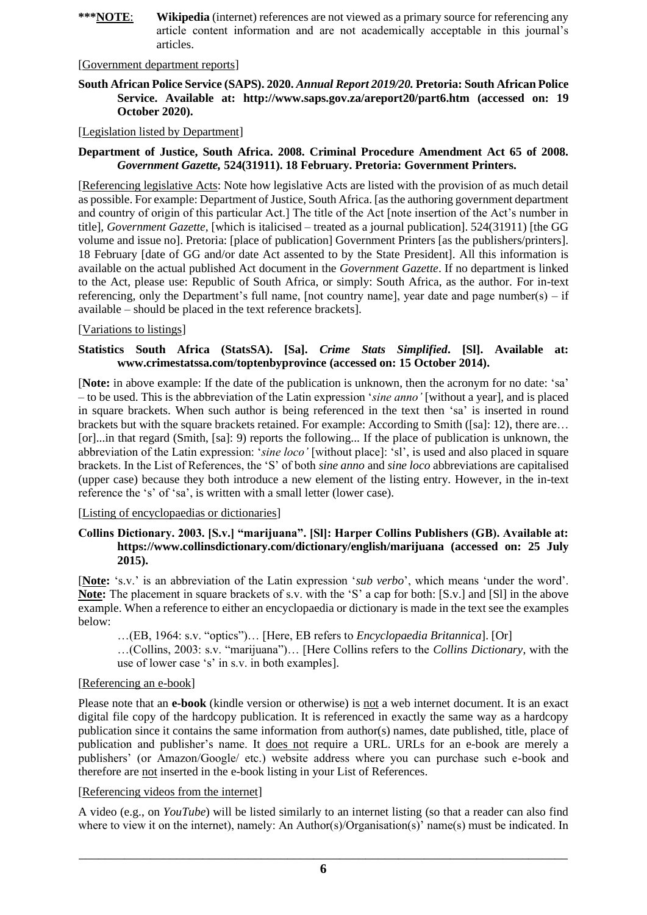**\*\*\*NOTE**: **Wikipedia** (internet) references are not viewed as a primary source for referencing any article content information and are not academically acceptable in this journal's articles.

[Government department reports]

**South African Police Service (SAPS). 2020. *Annual Report 2019/20.* Pretoria: South African Police Service. Available at: http://www.saps.gov.za/areport20/part6.htm (accessed on: 19 October 2020).**

[Legislation listed by Department]

**Department of Justice, South Africa. 2008. Criminal Procedure Amendment Act 65 of 2008. *Government Gazette,* 524(31911). 18 February. Pretoria: Government Printers.**

[Referencing legislative Acts: Note how legislative Acts are listed with the provision of as much detail as possible. For example: Department of Justice, South Africa. [as the authoring government department and country of origin of this particular Act.] The title of the Act [note insertion of the Act's number in title], *Government Gazette*, [which is italicised – treated as a journal publication]. 524(31911) [the GG volume and issue no]. Pretoria: [place of publication] Government Printers [as the publishers/printers]. 18 February [date of GG and/or date Act assented to by the State President]. All this information is available on the actual published Act document in the *Government Gazette*. If no department is linked to the Act, please use: Republic of South Africa, or simply: South Africa, as the author. For in-text referencing, only the Department's full name, [not country name], year date and page number(s) – if available – should be placed in the text reference brackets].

[Variations to listings]

**Statistics South Africa (StatsSA). [Sa]. *Crime Stats Simplified*. [Sl]. Available at: www.crimestatssa.com/toptenbyprovince (accessed on: 15 October 2014).**

[**Note:** in above example: If the date of the publication is unknown, then the acronym for no date: 'sa' – to be used. This is the abbreviation of the Latin expression '*sine anno'* [without a year], and is placed in square brackets. When such author is being referenced in the text then 'sa' is inserted in round brackets but with the square brackets retained. For example: According to Smith ([sa]: 12), there are… [or]...in that regard (Smith, [sa]: 9) reports the following... If the place of publication is unknown, the abbreviation of the Latin expression: '*sine loco'* [without place]: 'sl', is used and also placed in square brackets. In the List of References, the 'S' of both *sine anno* and *sine loco* abbreviations are capitalised (upper case) because they both introduce a new element of the listing entry. However, in the in-text reference the 's' of 'sa', is written with a small letter (lower case).

[Listing of encyclopaedias or dictionaries]

**Collins Dictionary. 2003. [S.v.] "marijuana". [Sl]: Harper Collins Publishers (GB). Available at: https://www.collinsdictionary.com/dictionary/english/marijuana (accessed on: 25 July 2015).**

[**Note:** 's.v.' is an abbreviation of the Latin expression '*sub verbo*', which means 'under the word'. **Note:** The placement in square brackets of s.v. with the 'S' a cap for both: [S.v.] and [Sl] in the above example. When a reference to either an encyclopaedia or dictionary is made in the text see the examples below:

…(EB, 1964: s.v. "optics")… [Here, EB refers to *Encyclopaedia Britannica*]. [Or]

…(Collins, 2003: s.v. "marijuana")… [Here Collins refers to the *Collins Dictionary*, with the use of lower case 's' in s.v. in both examples].

[Referencing an e-book]

Please note that an **e-book** (kindle version or otherwise) is not a web internet document. It is an exact digital file copy of the hardcopy publication. It is referenced in exactly the same way as a hardcopy publication since it contains the same information from author(s) names, date published, title, place of publication and publisher's name. It does not require a URL. URLs for an e-book are merely a publishers' (or Amazon/Google/ etc.) website address where you can purchase such e-book and therefore are not inserted in the e-book listing in your List of References.

[Referencing videos from the internet]

A video (e.g., on *YouTube*) will be listed similarly to an internet listing (so that a reader can also find where to view it on the internet), namely: An Author(s)/Organisation(s)' name(s) must be indicated. In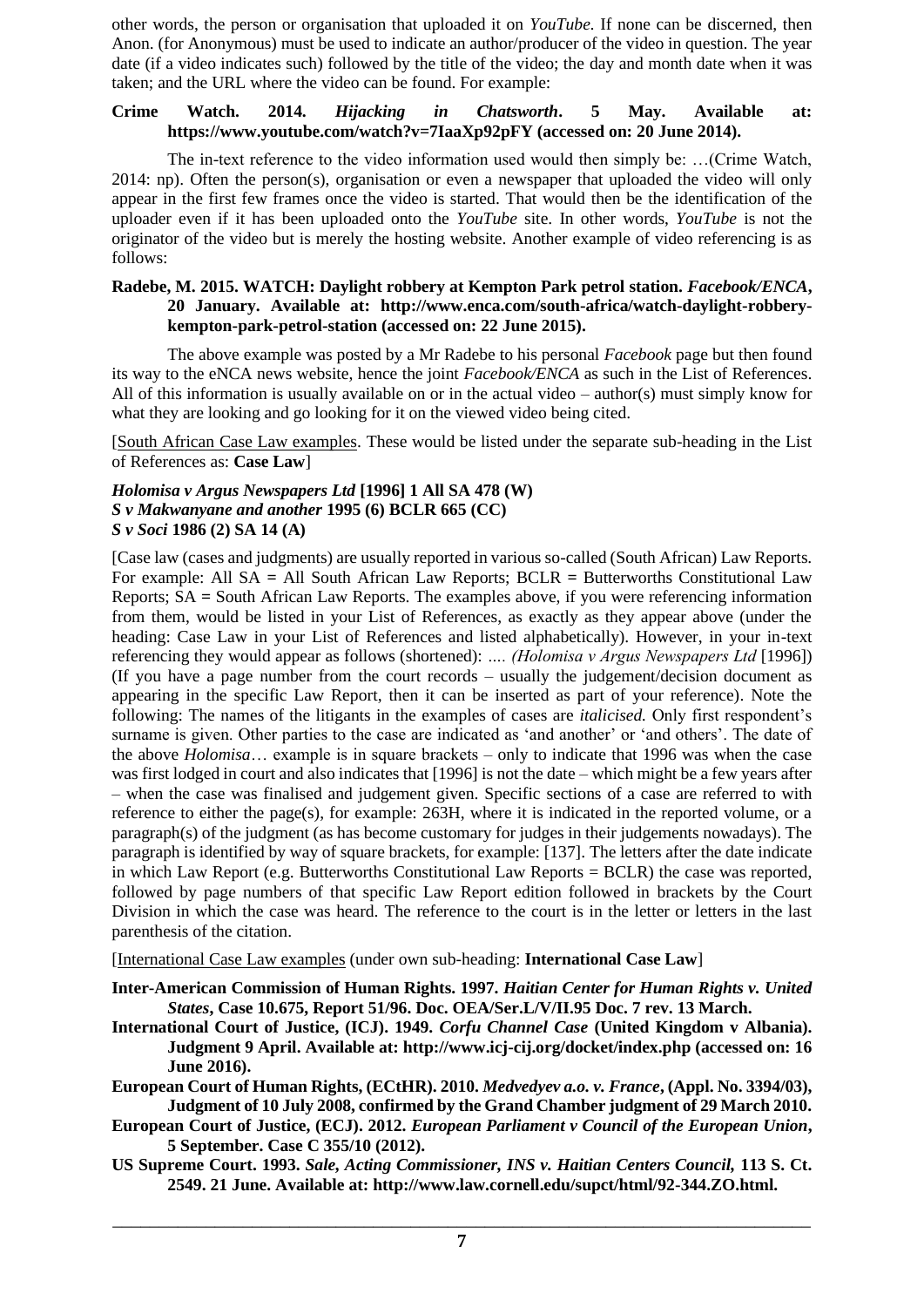other words, the person or organisation that uploaded it on *YouTube*. If none can be discerned, then Anon. (for Anonymous) must be used to indicate an author/producer of the video in question. The year date (if a video indicates such) followed by the title of the video; the day and month date when it was taken; and the URL where the video can be found. For example:

**Crime Watch. 2014. *Hijacking in Chatsworth*. 5 May. Available at: https://www.youtube.com/watch?v=7IaaXp92pFY (accessed on: 20 June 2014).**

The in-text reference to the video information used would then simply be: …(Crime Watch, 2014: np). Often the person(s), organisation or even a newspaper that uploaded the video will only appear in the first few frames once the video is started. That would then be the identification of the uploader even if it has been uploaded onto the *YouTube* site. In other words, *YouTube* is not the originator of the video but is merely the hosting website. Another example of video referencing is as follows:

**Radebe, M. 2015. WATCH: Daylight robbery at Kempton Park petrol station. *Facebook/ENCA*, 20 January. Available at: http://www.enca.com/south-africa/watch-daylight-robbery-kempton-park-petrol-station (accessed on: 22 June 2015).**

The above example was posted by a Mr Radebe to his personal *Facebook* page but then found its way to the eNCA news website, hence the joint *Facebook/ENCA* as such in the List of References. All of this information is usually available on or in the actual video – author(s) must simply know for what they are looking and go looking for it on the viewed video being cited.

[<u>South African Case Law examples</u>. These would be listed under the separate sub-heading in the List of References as: **Case Law**]

***Holomisa v Argus Newspapers Ltd* [1996] 1 All SA 478 (W)**
***S v Makwanyane and another* 1995 (6) BCLR 665 (CC)**
***S v Soci* 1986 (2) SA 14 (A)**

[Case law (cases and judgments) are usually reported in various so-called (South African) Law Reports. For example: All SA = All South African Law Reports; BCLR = Butterworths Constitutional Law Reports; SA = South African Law Reports. The examples above, if you were referencing information from them, would be listed in your List of References, as exactly as they appear above (under the heading: Case Law in your List of References and listed alphabetically). However, in your in-text referencing they would appear as follows (shortened): .... *(Holomisa v Argus Newspapers Ltd* [1996]) (If you have a page number from the court records – usually the judgement/decision document as appearing in the specific Law Report, then it can be inserted as part of your reference). Note the following: The names of the litigants in the examples of cases are *italicised.* Only first respondent's surname is given. Other parties to the case are indicated as 'and another' or 'and others'. The date of the above *Holomisa*… example is in square brackets – only to indicate that 1996 was when the case was first lodged in court and also indicates that [1996] is not the date – which might be a few years after – when the case was finalised and judgement given. Specific sections of a case are referred to with reference to either the page(s), for example: 263H, where it is indicated in the reported volume, or a paragraph(s) of the judgment (as has become customary for judges in their judgements nowadays). The paragraph is identified by way of square brackets, for example: [137]. The letters after the date indicate in which Law Report (e.g. Butterworths Constitutional Law Reports = BCLR) the case was reported, followed by page numbers of that specific Law Report edition followed in brackets by the Court Division in which the case was heard. The reference to the court is in the letter or letters in the last parenthesis of the citation.

[<u>International Case Law examples</u> (under own sub-heading: **International Case Law**]

**Inter-American Commission of Human Rights. 1997. *Haitian Center for Human Rights v. United States*, Case 10.675, Report 51/96. Doc. OEA/Ser.L/V/II.95 Doc. 7 rev. 13 March.**

**International Court of Justice, (ICJ). 1949. *Corfu Channel Case* (United Kingdom v Albania). Judgment 9 April. Available at: http://www.icj-cij.org/docket/index.php (accessed on: 16 June 2016).**

**European Court of Human Rights, (ECtHR). 2010. *Medvedyev a.o. v. France*, (Appl. No. 3394/03), Judgment of 10 July 2008, confirmed by the Grand Chamber judgment of 29 March 2010.**

**European Court of Justice, (ECJ). 2012. *European Parliament v Council of the European Union*, 5 September. Case C 355/10 (2012).**

**US Supreme Court. 1993. *Sale, Acting Commissioner, INS v. Haitian Centers Council,* 113 S. Ct. 2549. 21 June. Available at: http://www.law.cornell.edu/supct/html/92-344.ZO.html.**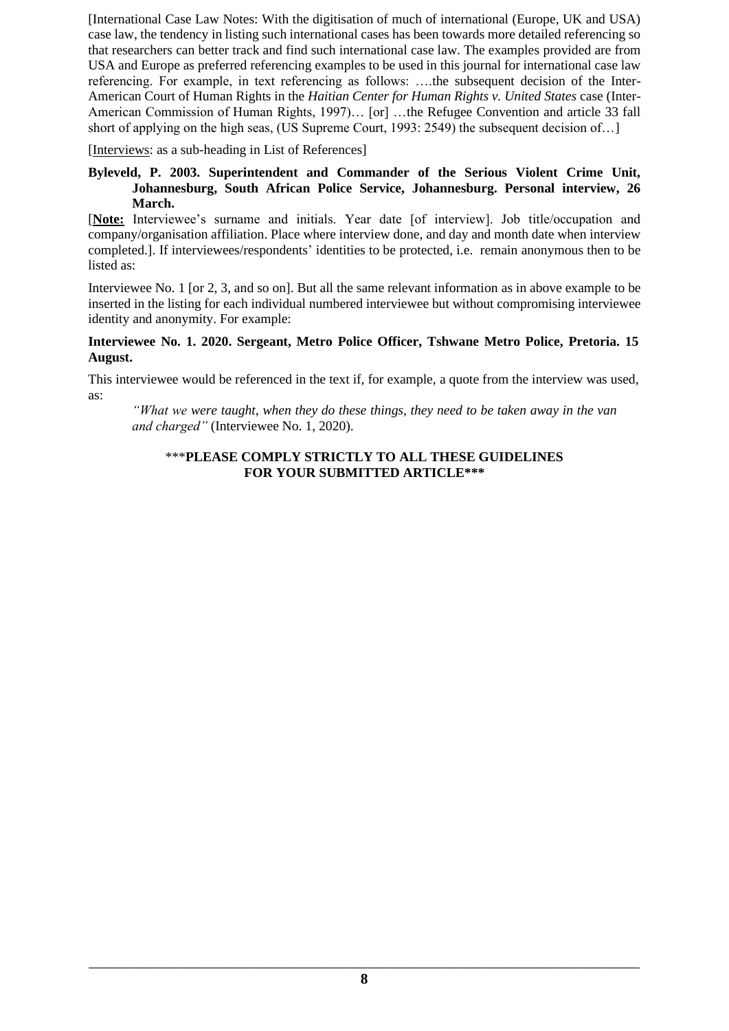[International Case Law Notes: With the digitisation of much of international (Europe, UK and USA) case law, the tendency in listing such international cases has been towards more detailed referencing so that researchers can better track and find such international case law. The examples provided are from USA and Europe as preferred referencing examples to be used in this journal for international case law referencing. For example, in text referencing as follows: ….the subsequent decision of the Inter-American Court of Human Rights in the *Haitian Center for Human Rights v. United States* case (Inter-American Commission of Human Rights, 1997)… [or] …the Refugee Convention and article 33 fall short of applying on the high seas, (US Supreme Court, 1993: 2549) the subsequent decision of…]

[Interviews: as a sub-heading in List of References]

**Byleveld, P. 2003. Superintendent and Commander of the Serious Violent Crime Unit, Johannesburg, South African Police Service, Johannesburg. Personal interview, 26 March.**

[**Note:** Interviewee's surname and initials. Year date [of interview]. Job title/occupation and company/organisation affiliation. Place where interview done, and day and month date when interview completed.]. If interviewees/respondents' identities to be protected, i.e. remain anonymous then to be listed as:

Interviewee No. 1 [or 2, 3, and so on]. But all the same relevant information as in above example to be inserted in the listing for each individual numbered interviewee but without compromising interviewee identity and anonymity. For example:

**Interviewee No. 1. 2020. Sergeant, Metro Police Officer, Tshwane Metro Police, Pretoria. 15 August.**

This interviewee would be referenced in the text if, for example, a quote from the interview was used, as:

> *"What we were taught, when they do these things, they need to be taken away in the van and charged"* (Interviewee No. 1, 2020).

***PLEASE COMPLY STRICTLY TO ALL THESE GUIDELINES FOR YOUR SUBMITTED ARTICLE***